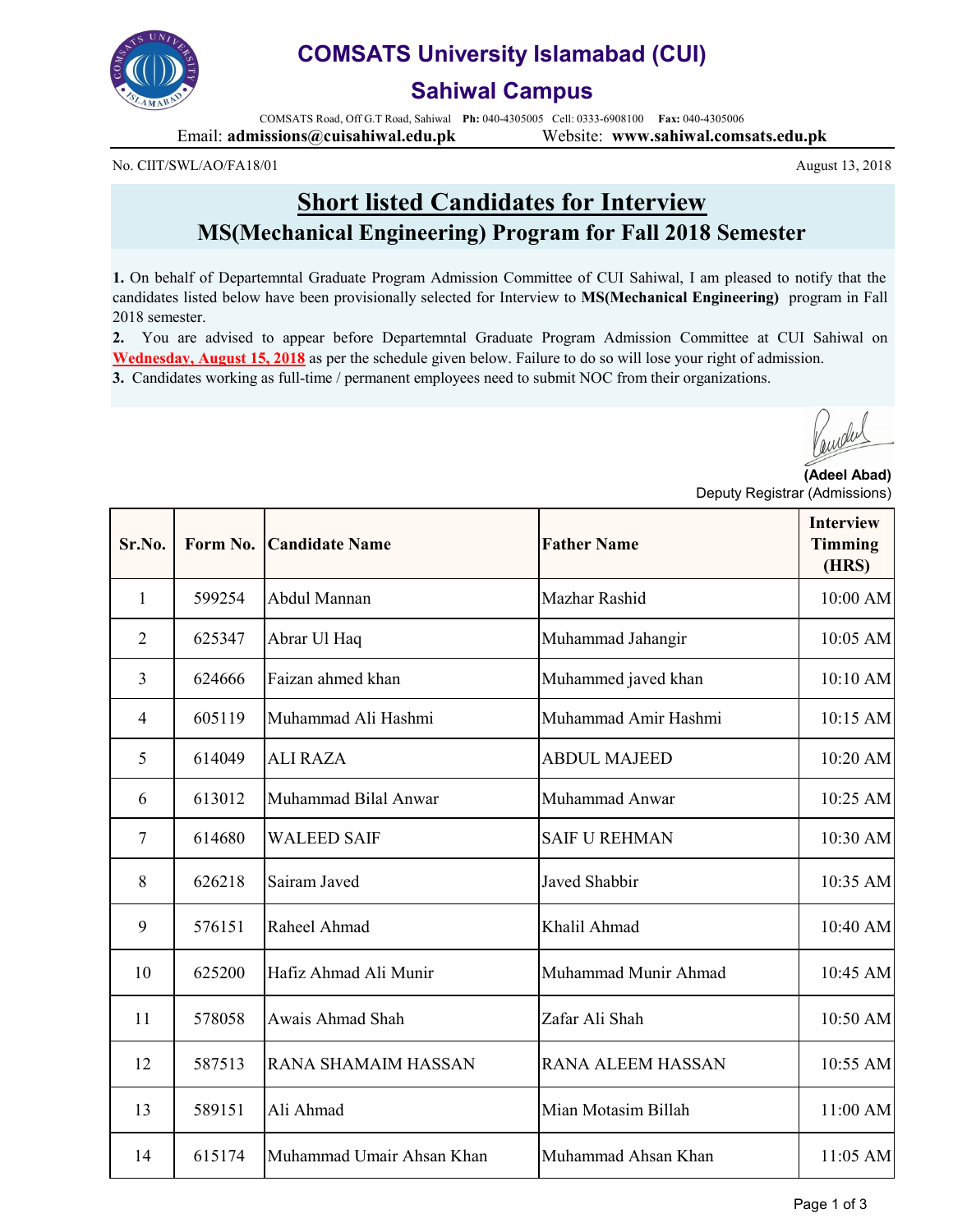# COMSATS University Islamabad (CUI)

## Sahiwal Campus

COMSATS Road, Off G.T Road, Sahiwal **Ph:** 040-4305005 Cell: 0333-6908100 **Fax:** 040-4305006

Email: **admissions@cuisahiwal.edu.pk** Website: **www.sahiwal.comsats.edu.pk**

No. CIIT/SWL/AO/FA18/01 August 13, 2018

## Short listed Candidates for Interview

### MS(Mechanical Engineering) Program for Fall 2018 Semester

**1.** On behalf of Departemntal Graduate Program Admission Committee of CUI Sahiwal, I am pleased to notify that the candidates listed below have been provisionally selected for Interview to **MS(Mechanical Engineering)** program in Fall 2018 semester.

**2.** You are advised to appear before Departemntal Graduate Program Admission Committee at CUI Sahiwal on **Wednesday, August 15, 2018** as per the schedule given below. Failure to do so will lose your right of admission.

**3.** Candidates working as full-time / permanent employees need to submit NOC from their organizations.

**(Adeel Abad)**
Deputy Registrar (Admissions)

| Sr.No. | Form No. | Candidate Name | Father Name | Interview Timming (HRS) |
|---|---|---|---|---|
| 1 | 599254 | Abdul Mannan | Mazhar Rashid | 10:00 AM |
| 2 | 625347 | Abrar Ul Haq | Muhammad Jahangir | 10:05 AM |
| 3 | 624666 | Faizan ahmed khan | Muhammed javed khan | 10:10 AM |
| 4 | 605119 | Muhammad Ali Hashmi | Muhammad Amir Hashmi | 10:15 AM |
| 5 | 614049 | ALI RAZA | ABDUL MAJEED | 10:20 AM |
| 6 | 613012 | Muhammad Bilal Anwar | Muhammad Anwar | 10:25 AM |
| 7 | 614680 | WALEED SAIF | SAIF U REHMAN | 10:30 AM |
| 8 | 626218 | Sairam Javed | Javed Shabbir | 10:35 AM |
| 9 | 576151 | Raheel Ahmad | Khalil Ahmad | 10:40 AM |
| 10 | 625200 | Hafiz Ahmad Ali Munir | Muhammad Munir Ahmad | 10:45 AM |
| 11 | 578058 | Awais Ahmad Shah | Zafar Ali Shah | 10:50 AM |
| 12 | 587513 | RANA SHAMAIM HASSAN | RANA ALEEM HASSAN | 10:55 AM |
| 13 | 589151 | Ali Ahmad | Mian Motasim Billah | 11:00 AM |
| 14 | 615174 | Muhammad Umair Ahsan Khan | Muhammad Ahsan Khan | 11:05 AM |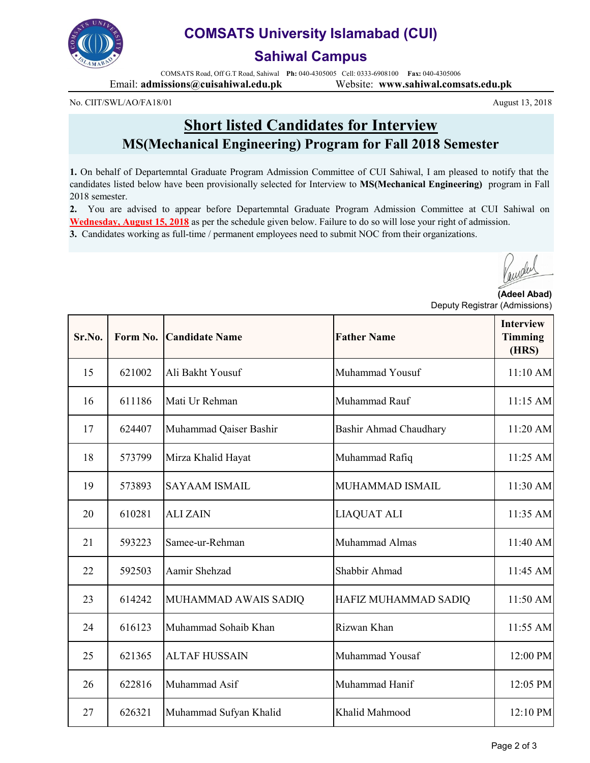# COMSATS University Islamabad (CUI)

## Sahiwal Campus

COMSATS Road, Off G.T Road, Sahiwal **Ph:** 040-4305005 Cell: 0333-6908100 **Fax:** 040-4305006

Email: **admissions@cuisahiwal.edu.pk** Website: **www.sahiwal.comsats.edu.pk**

No. CIIT/SWL/AO/FA18/01 August 13, 2018

## Short listed Candidates for Interview

### MS(Mechanical Engineering) Program for Fall 2018 Semester

**1.** On behalf of Departemntal Graduate Program Admission Committee of CUI Sahiwal, I am pleased to notify that the candidates listed below have been provisionally selected for Interview to **MS(Mechanical Engineering)** program in Fall 2018 semester.

**2.** You are advised to appear before Departemntal Graduate Program Admission Committee at CUI Sahiwal on **Wednesday, August 15, 2018** as per the schedule given below. Failure to do so will lose your right of admission.

**3.** Candidates working as full-time / permanent employees need to submit NOC from their organizations.

**(Adeel Abad)**
Deputy Registrar (Admissions)

| Sr.No. | Form No. | Candidate Name | Father Name | Interview Timming (HRS) |
|---|---|---|---|---|
| 15 | 621002 | Ali Bakht Yousuf | Muhammad Yousuf | 11:10 AM |
| 16 | 611186 | Mati Ur Rehman | Muhammad Rauf | 11:15 AM |
| 17 | 624407 | Muhammad Qaiser Bashir | Bashir Ahmad Chaudhary | 11:20 AM |
| 18 | 573799 | Mirza Khalid Hayat | Muhammad Rafiq | 11:25 AM |
| 19 | 573893 | SAYAAM ISMAIL | MUHAMMAD ISMAIL | 11:30 AM |
| 20 | 610281 | ALI ZAIN | LIAQUAT ALI | 11:35 AM |
| 21 | 593223 | Samee-ur-Rehman | Muhammad Almas | 11:40 AM |
| 22 | 592503 | Aamir Shehzad | Shabbir Ahmad | 11:45 AM |
| 23 | 614242 | MUHAMMAD AWAIS SADIQ | HAFIZ MUHAMMAD SADIQ | 11:50 AM |
| 24 | 616123 | Muhammad Sohaib Khan | Rizwan Khan | 11:55 AM |
| 25 | 621365 | ALTAF HUSSAIN | Muhammad Yousaf | 12:00 PM |
| 26 | 622816 | Muhammad Asif | Muhammad Hanif | 12:05 PM |
| 27 | 626321 | Muhammad Sufyan Khalid | Khalid Mahmood | 12:10 PM |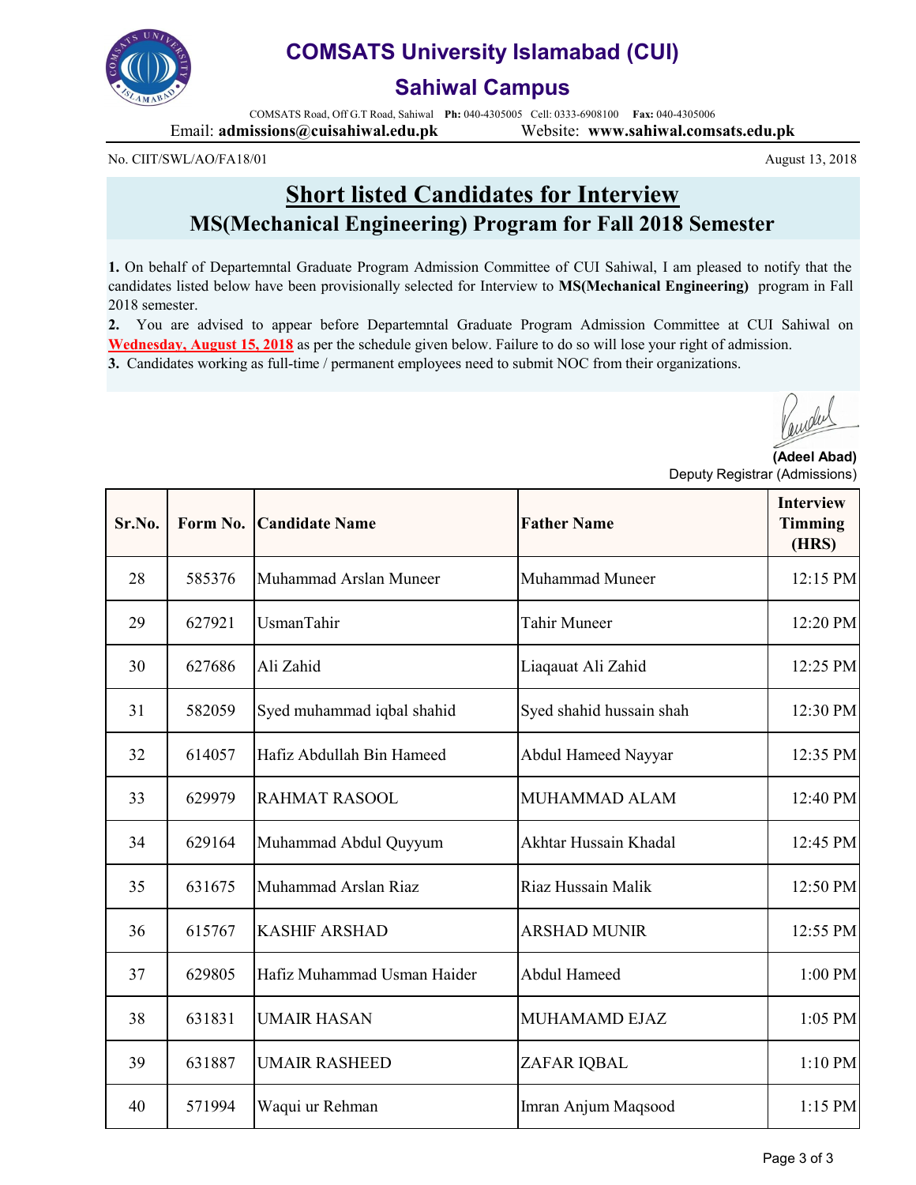# COMSATS University Islamabad (CUI)

## Sahiwal Campus

COMSATS Road, Off G.T Road, Sahiwal **Ph:** 040-4305005 Cell: 0333-6908100 **Fax:** 040-4305006

Email: **admissions@cuisahiwal.edu.pk** Website: **www.sahiwal.comsats.edu.pk**

No. CIIT/SWL/AO/FA18/01 August 13, 2018

## Short listed Candidates for Interview

## MS(Mechanical Engineering) Program for Fall 2018 Semester

**1.** On behalf of Departemntal Graduate Program Admission Committee of CUI Sahiwal, I am pleased to notify that the candidates listed below have been provisionally selected for Interview to **MS(Mechanical Engineering)** program in Fall 2018 semester.

**2.** You are advised to appear before Departemntal Graduate Program Admission Committee at CUI Sahiwal on **Wednesday, August 15, 2018** as per the schedule given below. Failure to do so will lose your right of admission.

**3.** Candidates working as full-time / permanent employees need to submit NOC from their organizations.

**(Adeel Abad)**
Deputy Registrar (Admissions)

| Sr.No. | Form No. | Candidate Name | Father Name | Interview Timming (HRS) |
|---|---|---|---|---|
| 28 | 585376 | Muhammad Arslan Muneer | Muhammad Muneer | 12:15 PM |
| 29 | 627921 | UsmanTahir | Tahir Muneer | 12:20 PM |
| 30 | 627686 | Ali Zahid | Liaqauat Ali Zahid | 12:25 PM |
| 31 | 582059 | Syed muhammad iqbal shahid | Syed shahid hussain shah | 12:30 PM |
| 32 | 614057 | Hafiz Abdullah Bin Hameed | Abdul Hameed Nayyar | 12:35 PM |
| 33 | 629979 | RAHMAT RASOOL | MUHAMMAD ALAM | 12:40 PM |
| 34 | 629164 | Muhammad Abdul Quyyum | Akhtar Hussain Khadal | 12:45 PM |
| 35 | 631675 | Muhammad Arslan Riaz | Riaz Hussain Malik | 12:50 PM |
| 36 | 615767 | KASHIF ARSHAD | ARSHAD MUNIR | 12:55 PM |
| 37 | 629805 | Hafiz Muhammad Usman Haider | Abdul Hameed | 1:00 PM |
| 38 | 631831 | UMAIR HASAN | MUHAMAMD EJAZ | 1:05 PM |
| 39 | 631887 | UMAIR RASHEED | ZAFAR IQBAL | 1:10 PM |
| 40 | 571994 | Waqui ur Rehman | Imran Anjum Maqsood | 1:15 PM |